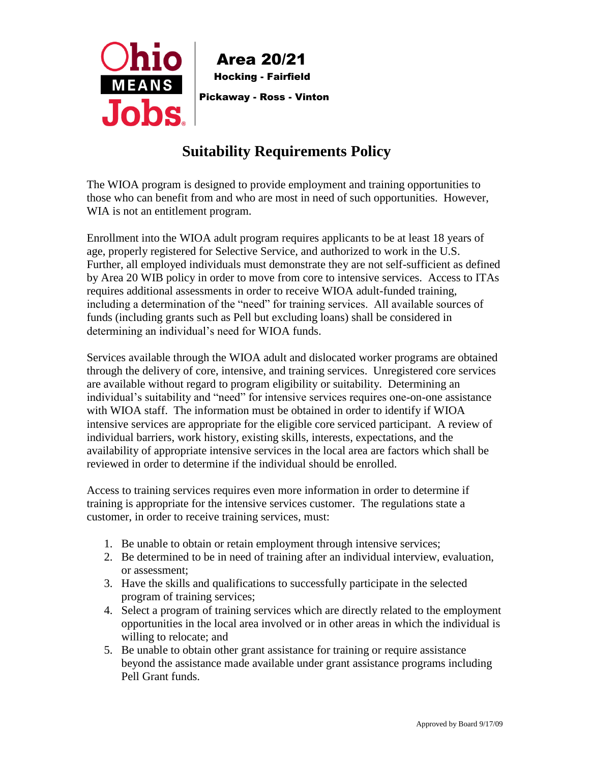Ohio Means Jobs

Area 20/21
Hocking - Fairfield
Pickaway - Ross - Vinton

# Suitability Requirements Policy

The WIOA program is designed to provide employment and training opportunities to those who can benefit from and who are most in need of such opportunities. However, WIA is not an entitlement program.

Enrollment into the WIOA adult program requires applicants to be at least 18 years of age, properly registered for Selective Service, and authorized to work in the U.S. Further, all employed individuals must demonstrate they are not self-sufficient as defined by Area 20 WIB policy in order to move from core to intensive services. Access to ITAs requires additional assessments in order to receive WIOA adult-funded training, including a determination of the "need" for training services. All available sources of funds (including grants such as Pell but excluding loans) shall be considered in determining an individual's need for WIOA funds.

Services available through the WIOA adult and dislocated worker programs are obtained through the delivery of core, intensive, and training services. Unregistered core services are available without regard to program eligibility or suitability. Determining an individual's suitability and "need" for intensive services requires one-on-one assistance with WIOA staff. The information must be obtained in order to identify if WIOA intensive services are appropriate for the eligible core serviced participant. A review of individual barriers, work history, existing skills, interests, expectations, and the availability of appropriate intensive services in the local area are factors which shall be reviewed in order to determine if the individual should be enrolled.

Access to training services requires even more information in order to determine if training is appropriate for the intensive services customer. The regulations state a customer, in order to receive training services, must:

1. Be unable to obtain or retain employment through intensive services;
2. Be determined to be in need of training after an individual interview, evaluation, or assessment;
3. Have the skills and qualifications to successfully participate in the selected program of training services;
4. Select a program of training services which are directly related to the employment opportunities in the local area involved or in other areas in which the individual is willing to relocate; and
5. Be unable to obtain other grant assistance for training or require assistance beyond the assistance made available under grant assistance programs including Pell Grant funds.

Approved by Board 9/17/09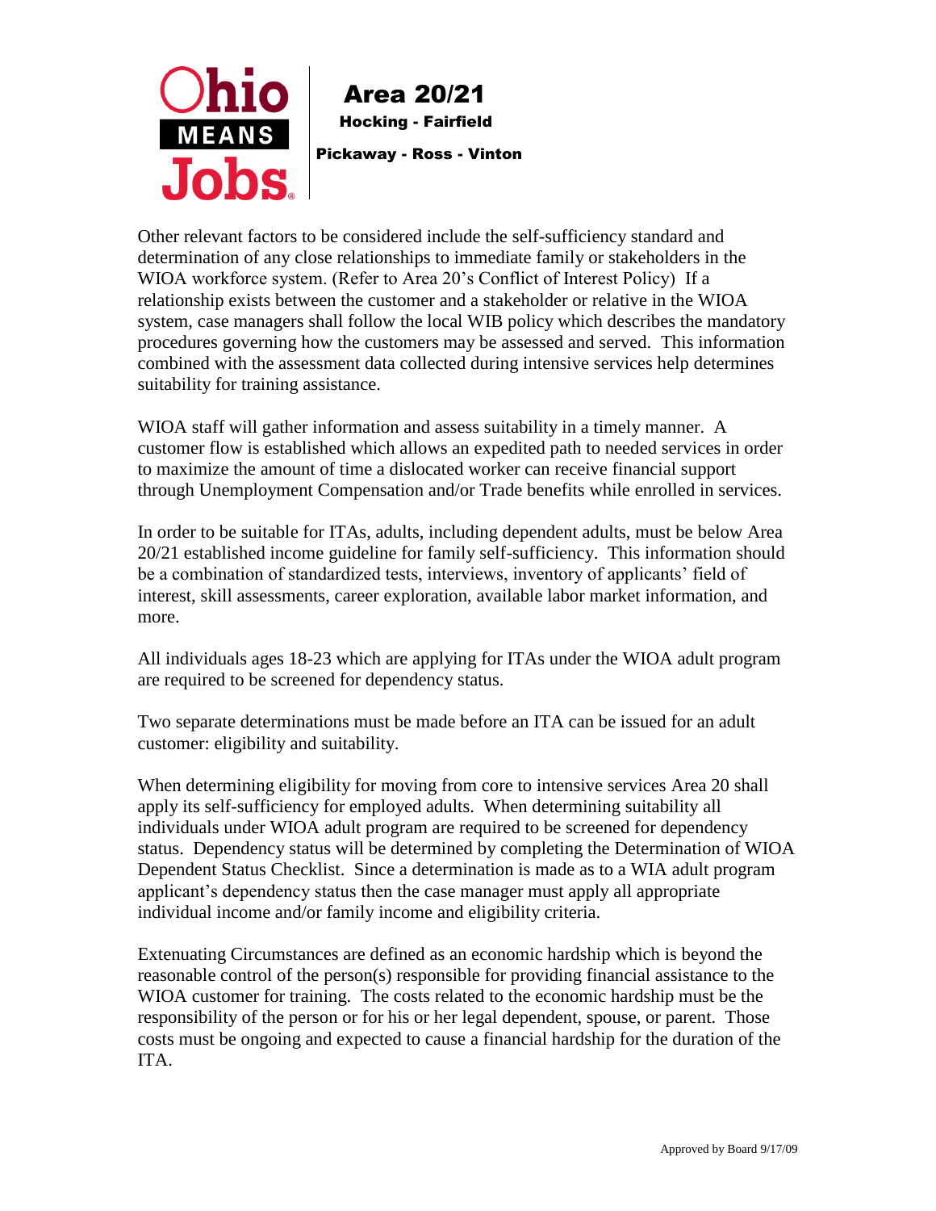Other relevant factors to be considered include the self-sufficiency standard and determination of any close relationships to immediate family or stakeholders in the WIOA workforce system. (Refer to Area 20's Conflict of Interest Policy) If a relationship exists between the customer and a stakeholder or relative in the WIOA system, case managers shall follow the local WIB policy which describes the mandatory procedures governing how the customers may be assessed and served. This information combined with the assessment data collected during intensive services help determines suitability for training assistance.

WIOA staff will gather information and assess suitability in a timely manner. A customer flow is established which allows an expedited path to needed services in order to maximize the amount of time a dislocated worker can receive financial support through Unemployment Compensation and/or Trade benefits while enrolled in services.

In order to be suitable for ITAs, adults, including dependent adults, must be below Area 20/21 established income guideline for family self-sufficiency. This information should be a combination of standardized tests, interviews, inventory of applicants' field of interest, skill assessments, career exploration, available labor market information, and more.

All individuals ages 18-23 which are applying for ITAs under the WIOA adult program are required to be screened for dependency status.

Two separate determinations must be made before an ITA can be issued for an adult customer: eligibility and suitability.

When determining eligibility for moving from core to intensive services Area 20 shall apply its self-sufficiency for employed adults. When determining suitability all individuals under WIOA adult program are required to be screened for dependency status. Dependency status will be determined by completing the Determination of WIOA Dependent Status Checklist. Since a determination is made as to a WIA adult program applicant's dependency status then the case manager must apply all appropriate individual income and/or family income and eligibility criteria.

Extenuating Circumstances are defined as an economic hardship which is beyond the reasonable control of the person(s) responsible for providing financial assistance to the WIOA customer for training. The costs related to the economic hardship must be the responsibility of the person or for his or her legal dependent, spouse, or parent. Those costs must be ongoing and expected to cause a financial hardship for the duration of the ITA.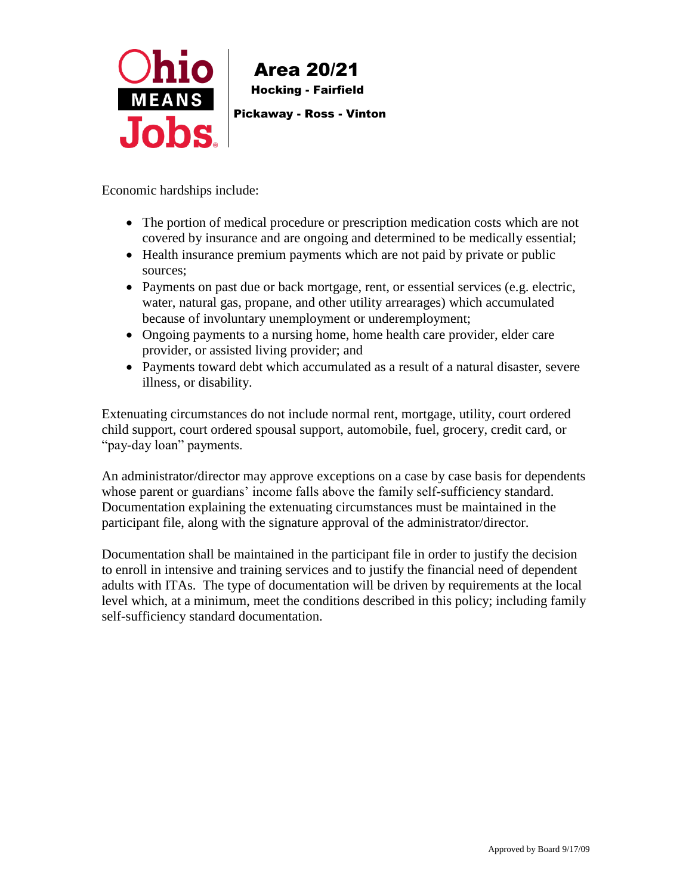Economic hardships include:

- The portion of medical procedure or prescription medication costs which are not covered by insurance and are ongoing and determined to be medically essential;
- Health insurance premium payments which are not paid by private or public sources;
- Payments on past due or back mortgage, rent, or essential services (e.g. electric, water, natural gas, propane, and other utility arrearages) which accumulated because of involuntary unemployment or underemployment;
- Ongoing payments to a nursing home, home health care provider, elder care provider, or assisted living provider; and
- Payments toward debt which accumulated as a result of a natural disaster, severe illness, or disability.

Extenuating circumstances do not include normal rent, mortgage, utility, court ordered child support, court ordered spousal support, automobile, fuel, grocery, credit card, or "pay-day loan" payments.

An administrator/director may approve exceptions on a case by case basis for dependents whose parent or guardians' income falls above the family self-sufficiency standard. Documentation explaining the extenuating circumstances must be maintained in the participant file, along with the signature approval of the administrator/director.

Documentation shall be maintained in the participant file in order to justify the decision to enroll in intensive and training services and to justify the financial need of dependent adults with ITAs. The type of documentation will be driven by requirements at the local level which, at a minimum, meet the conditions described in this policy; including family self-sufficiency standard documentation.